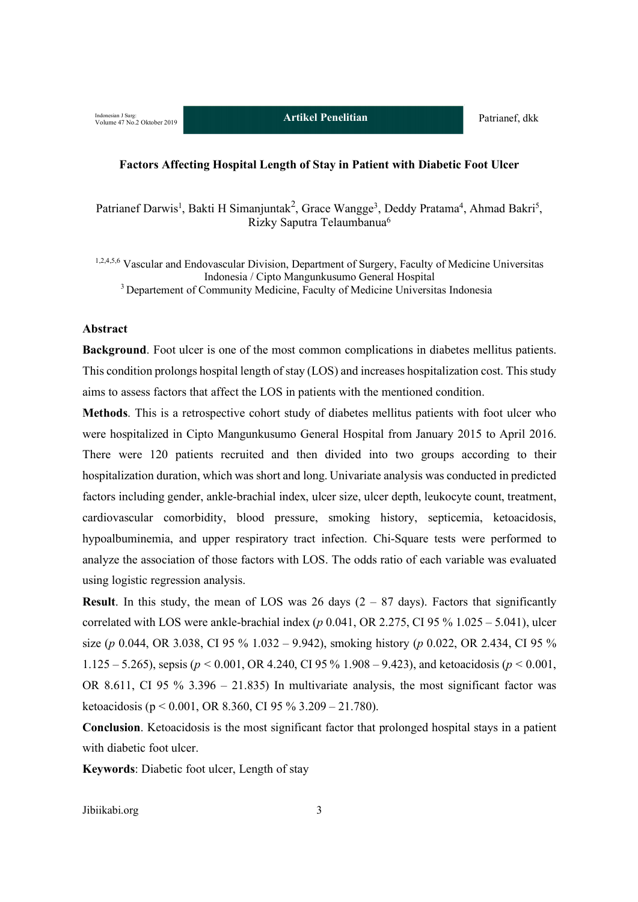# Factors Affecting Hospital Length of Stay in Patient with Diabetic Foot Ulcer

Patrianef Darwis[1], Bakti H Simanjuntak[2], Grace Wangge[3], Deddy Pratama[4], Ahmad Bakri[5], Rizky Saputra Telaumbanua[6]

[1,2,4,5,6] Vascular and Endovascular Division, Department of Surgery, Faculty of Medicine Universitas Indonesia / Cipto Mangunkusumo General Hospital

[3] Departement of Community Medicine, Faculty of Medicine Universitas Indonesia

## Abstract

**Background**. Foot ulcer is one of the most common complications in diabetes mellitus patients. This condition prolongs hospital length of stay (LOS) and increases hospitalization cost. This study aims to assess factors that affect the LOS in patients with the mentioned condition.

**Methods**. This is a retrospective cohort study of diabetes mellitus patients with foot ulcer who were hospitalized in Cipto Mangunkusumo General Hospital from January 2015 to April 2016. There were 120 patients recruited and then divided into two groups according to their hospitalization duration, which was short and long. Univariate analysis was conducted in predicted factors including gender, ankle-brachial index, ulcer size, ulcer depth, leukocyte count, treatment, cardiovascular comorbidity, blood pressure, smoking history, septicemia, ketoacidosis, hypoalbuminemia, and upper respiratory tract infection. Chi-Square tests were performed to analyze the association of those factors with LOS. The odds ratio of each variable was evaluated using logistic regression analysis.

**Result**. In this study, the mean of LOS was 26 days (2 – 87 days). Factors that significantly correlated with LOS were ankle-brachial index (*p* 0.041, OR 2.275, CI 95 % 1.025 – 5.041), ulcer size (*p* 0.044, OR 3.038, CI 95 % 1.032 – 9.942), smoking history (*p* 0.022, OR 2.434, CI 95 % 1.125 – 5.265), sepsis ($p < 0.001$, OR 4.240, CI 95 % 1.908 – 9.423), and ketoacidosis ($p < 0.001$, OR 8.611, CI 95 % 3.396 – 21.835) In multivariate analysis, the most significant factor was ketoacidosis ($p < 0.001$, OR 8.360, CI 95 % 3.209 – 21.780).

**Conclusion**. Ketoacidosis is the most significant factor that prolonged hospital stays in a patient with diabetic foot ulcer.

**Keywords**: Diabetic foot ulcer, Length of stay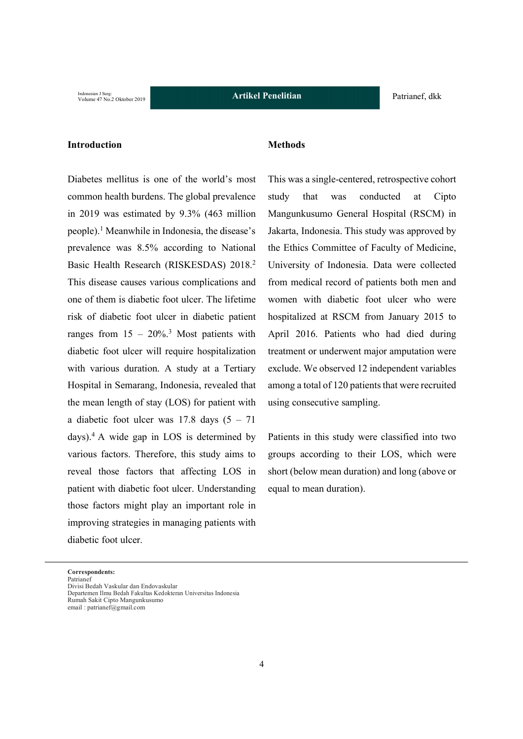## Introduction

Diabetes mellitus is one of the world's most common health burdens. The global prevalence in 2019 was estimated by 9.3% (463 million people).[1] Meanwhile in Indonesia, the disease's prevalence was 8.5% according to National Basic Health Research (RISKESDAS) 2018.[2] This disease causes various complications and one of them is diabetic foot ulcer. The lifetime risk of diabetic foot ulcer in diabetic patient ranges from 15 – 20%.[3] Most patients with diabetic foot ulcer will require hospitalization with various duration. A study at a Tertiary Hospital in Semarang, Indonesia, revealed that the mean length of stay (LOS) for patient with a diabetic foot ulcer was 17.8 days (5 – 71 days).[4] A wide gap in LOS is determined by various factors. Therefore, this study aims to reveal those factors that affecting LOS in patient with diabetic foot ulcer. Understanding those factors might play an important role in improving strategies in managing patients with diabetic foot ulcer.

## Methods

This was a single-centered, retrospective cohort study that was conducted at Cipto Mangunkusumo General Hospital (RSCM) in Jakarta, Indonesia. This study was approved by the Ethics Committee of Faculty of Medicine, University of Indonesia. Data were collected from medical record of patients both men and women with diabetic foot ulcer who were hospitalized at RSCM from January 2015 to April 2016. Patients who had died during treatment or underwent major amputation were exclude. We observed 12 independent variables among a total of 120 patients that were recruited using consecutive sampling.

Patients in this study were classified into two groups according to their LOS, which were short (below mean duration) and long (above or equal to mean duration).

**Correspondents:**
Patrianef
Divisi Bedah Vaskular dan Endovaskular
Departemen Ilmu Bedah Fakultas Kedokteran Universitas Indonesia
Rumah Sakit Cipto Mangunkusumo
email : patrianef@gmail.com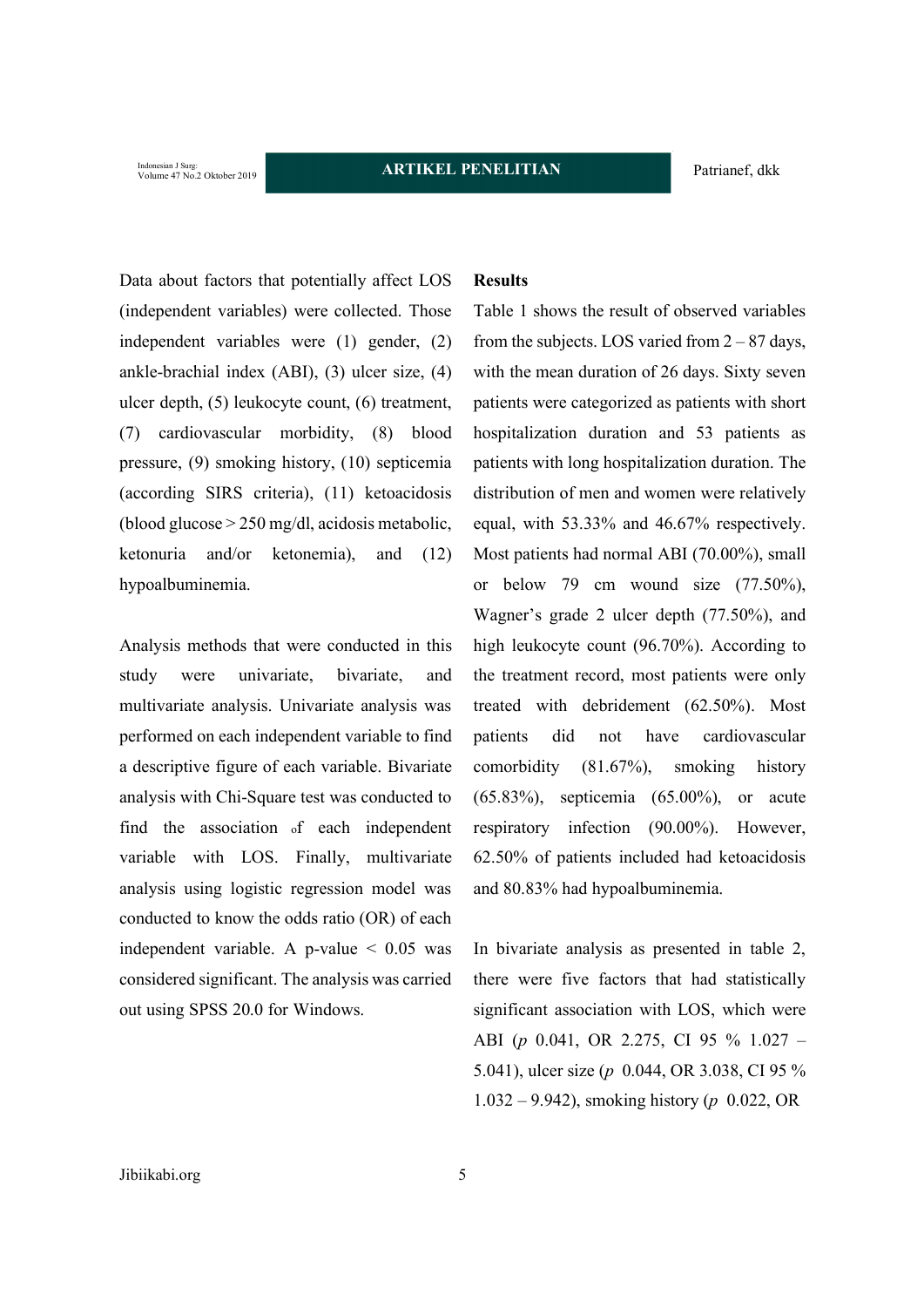Data about factors that potentially affect LOS (independent variables) were collected. Those independent variables were (1) gender, (2) ankle-brachial index (ABI), (3) ulcer size, (4) ulcer depth, (5) leukocyte count, (6) treatment, (7) cardiovascular morbidity, (8) blood pressure, (9) smoking history, (10) septicemia (according SIRS criteria), (11) ketoacidosis (blood glucose > 250 mg/dl, acidosis metabolic, ketonuria and/or ketonemia), and (12) hypoalbuminemia.

Analysis methods that were conducted in this study were univariate, bivariate, and multivariate analysis. Univariate analysis was performed on each independent variable to find a descriptive figure of each variable. Bivariate analysis with Chi-Square test was conducted to find the association of each independent variable with LOS. Finally, multivariate analysis using logistic regression model was conducted to know the odds ratio (OR) of each independent variable. A p-value < 0.05 was considered significant. The analysis was carried out using SPSS 20.0 for Windows.

**Results**

Table 1 shows the result of observed variables from the subjects. LOS varied from 2 – 87 days, with the mean duration of 26 days. Sixty seven patients were categorized as patients with short hospitalization duration and 53 patients as patients with long hospitalization duration. The distribution of men and women were relatively equal, with 53.33% and 46.67% respectively. Most patients had normal ABI (70.00%), small or below 79 cm wound size (77.50%), Wagner's grade 2 ulcer depth (77.50%), and high leukocyte count (96.70%). According to the treatment record, most patients were only treated with debridement (62.50%). Most patients did not have cardiovascular comorbidity (81.67%), smoking history (65.83%), septicemia (65.00%), or acute respiratory infection (90.00%). However, 62.50% of patients included had ketoacidosis and 80.83% had hypoalbuminemia.

In bivariate analysis as presented in table 2, there were five factors that had statistically significant association with LOS, which were ABI (*p* 0.041, OR 2.275, CI 95 % 1.027 – 5.041), ulcer size (*p* 0.044, OR 3.038, CI 95 % 1.032 – 9.942), smoking history (*p* 0.022, OR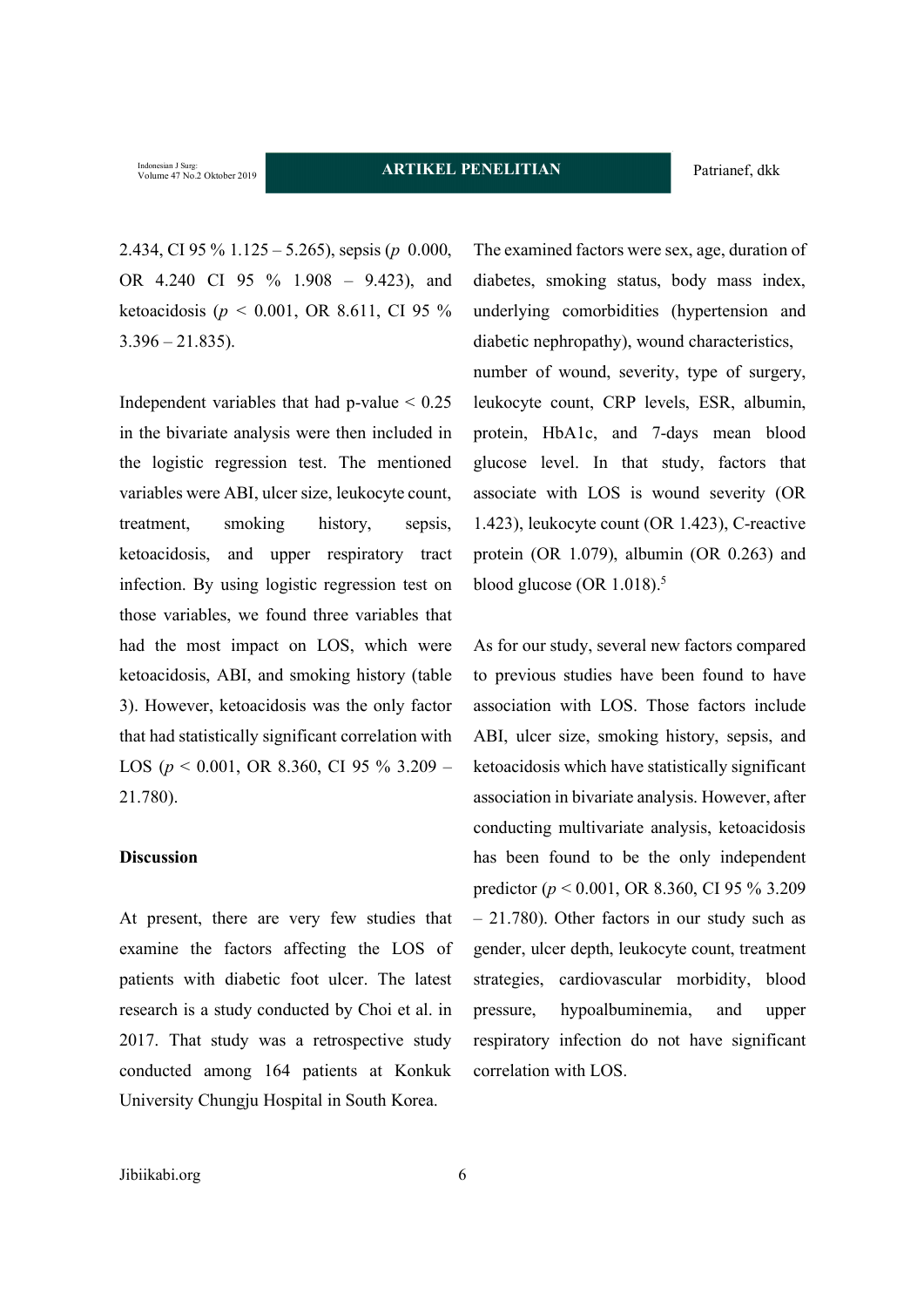2.434, CI 95 % 1.125 – 5.265), sepsis (*p* 0.000, OR 4.240 CI 95 % 1.908 – 9.423), and ketoacidosis (*p* < 0.001, OR 8.611, CI 95 % 3.396 – 21.835).

Independent variables that had p-value < 0.25 in the bivariate analysis were then included in the logistic regression test. The mentioned variables were ABI, ulcer size, leukocyte count, treatment, smoking history, sepsis, ketoacidosis, and upper respiratory tract infection. By using logistic regression test on those variables, we found three variables that had the most impact on LOS, which were ketoacidosis, ABI, and smoking history (table 3). However, ketoacidosis was the only factor that had statistically significant correlation with LOS (*p* < 0.001, OR 8.360, CI 95 % 3.209 – 21.780).

**Discussion**

At present, there are very few studies that examine the factors affecting the LOS of patients with diabetic foot ulcer. The latest research is a study conducted by Choi et al. in 2017. That study was a retrospective study conducted among 164 patients at Konkuk University Chungju Hospital in South Korea. The examined factors were sex, age, duration of diabetes, smoking status, body mass index, underlying comorbidities (hypertension and diabetic nephropathy), wound characteristics, number of wound, severity, type of surgery, leukocyte count, CRP levels, ESR, albumin, protein, HbA1c, and 7-days mean blood glucose level. In that study, factors that associate with LOS is wound severity (OR 1.423), leukocyte count (OR 1.423), C-reactive protein (OR 1.079), albumin (OR 0.263) and blood glucose (OR 1.018).[5]

As for our study, several new factors compared to previous studies have been found to have association with LOS. Those factors include ABI, ulcer size, smoking history, sepsis, and ketoacidosis which have statistically significant association in bivariate analysis. However, after conducting multivariate analysis, ketoacidosis has been found to be the only independent predictor (*p* < 0.001, OR 8.360, CI 95 % 3.209 – 21.780). Other factors in our study such as gender, ulcer depth, leukocyte count, treatment strategies, cardiovascular morbidity, blood pressure, hypoalbuminemia, and upper respiratory infection do not have significant correlation with LOS.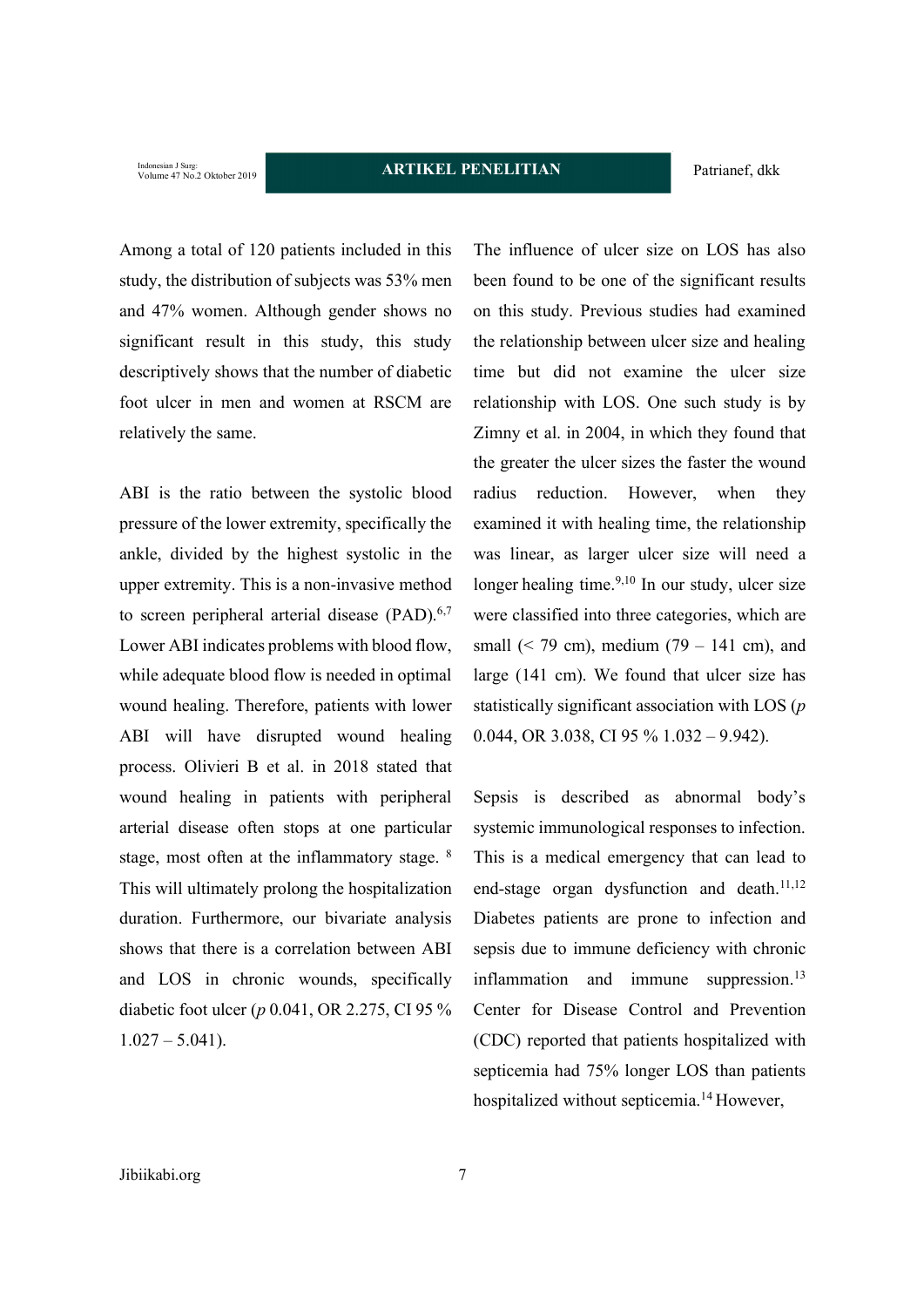Among a total of 120 patients included in this study, the distribution of subjects was 53% men and 47% women. Although gender shows no significant result in this study, this study descriptively shows that the number of diabetic foot ulcer in men and women at RSCM are relatively the same.

ABI is the ratio between the systolic blood pressure of the lower extremity, specifically the ankle, divided by the highest systolic in the upper extremity. This is a non-invasive method to screen peripheral arterial disease (PAD).[6,7] Lower ABI indicates problems with blood flow, while adequate blood flow is needed in optimal wound healing. Therefore, patients with lower ABI will have disrupted wound healing process. Olivieri B et al. in 2018 stated that wound healing in patients with peripheral arterial disease often stops at one particular stage, most often at the inflammatory stage. [8] This will ultimately prolong the hospitalization duration. Furthermore, our bivariate analysis shows that there is a correlation between ABI and LOS in chronic wounds, specifically diabetic foot ulcer (*p* 0.041, OR 2.275, CI 95 % 1.027 – 5.041).

The influence of ulcer size on LOS has also been found to be one of the significant results on this study. Previous studies had examined the relationship between ulcer size and healing time but did not examine the ulcer size relationship with LOS. One such study is by Zimny et al. in 2004, in which they found that the greater the ulcer sizes the faster the wound radius reduction. However, when they examined it with healing time, the relationship was linear, as larger ulcer size will need a longer healing time.[9,10] In our study, ulcer size were classified into three categories, which are small (< 79 cm), medium (79 – 141 cm), and large (141 cm). We found that ulcer size has statistically significant association with LOS (*p* 0.044, OR 3.038, CI 95 % 1.032 – 9.942).

Sepsis is described as abnormal body's systemic immunological responses to infection. This is a medical emergency that can lead to end-stage organ dysfunction and death.[11,12] Diabetes patients are prone to infection and sepsis due to immune deficiency with chronic inflammation and immune suppression.[13] Center for Disease Control and Prevention (CDC) reported that patients hospitalized with septicemia had 75% longer LOS than patients hospitalized without septicemia.[14] However,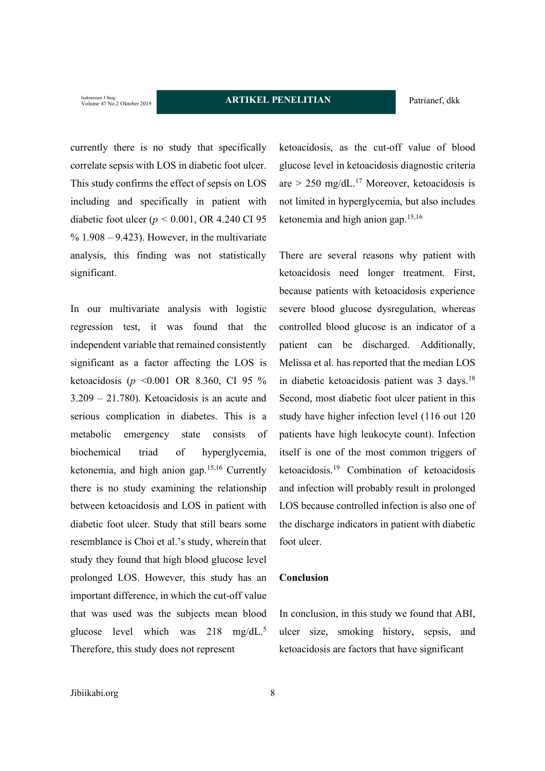currently there is no study that specifically correlate sepsis with LOS in diabetic foot ulcer. This study confirms the effect of sepsis on LOS including and specifically in patient with diabetic foot ulcer ($p$ < 0.001, OR 4.240 CI 95 % 1.908 – 9.423). However, in the multivariate analysis, this finding was not statistically significant.

In our multivariate analysis with logistic regression test, it was found that the independent variable that remained consistently significant as a factor affecting the LOS is ketoacidosis ($p$ <0.001 OR 8.360, CI 95 % 3.209 – 21.780). Ketoacidosis is an acute and serious complication in diabetes. This is a metabolic emergency state consists of biochemical triad of hyperglycemia, ketonemia, and high anion gap.[15,16] Currently there is no study examining the relationship between ketoacidosis and LOS in patient with diabetic foot ulcer. Study that still bears some resemblance is Choi et al.'s study, wherein that study they found that high blood glucose level prolonged LOS. However, this study has an important difference, in which the cut-off value that was used was the subjects mean blood glucose level which was 218 mg/dL.[5] Therefore, this study does not represent ketoacidosis, as the cut-off value of blood glucose level in ketoacidosis diagnostic criteria are > 250 mg/dL.[17] Moreover, ketoacidosis is not limited in hyperglycemia, but also includes ketonemia and high anion gap.[15,16]

There are several reasons why patient with ketoacidosis need longer treatment. First, because patients with ketoacidosis experience severe blood glucose dysregulation, whereas controlled blood glucose is an indicator of a patient can be discharged. Additionally, Melissa et al. has reported that the median LOS in diabetic ketoacidosis patient was 3 days.[18] Second, most diabetic foot ulcer patient in this study have higher infection level (116 out 120 patients have high leukocyte count). Infection itself is one of the most common triggers of ketoacidosis.[19] Combination of ketoacidosis and infection will probably result in prolonged LOS because controlled infection is also one of the discharge indicators in patient with diabetic foot ulcer.

## Conclusion

In conclusion, in this study we found that ABI, ulcer size, smoking history, sepsis, and ketoacidosis are factors that have significant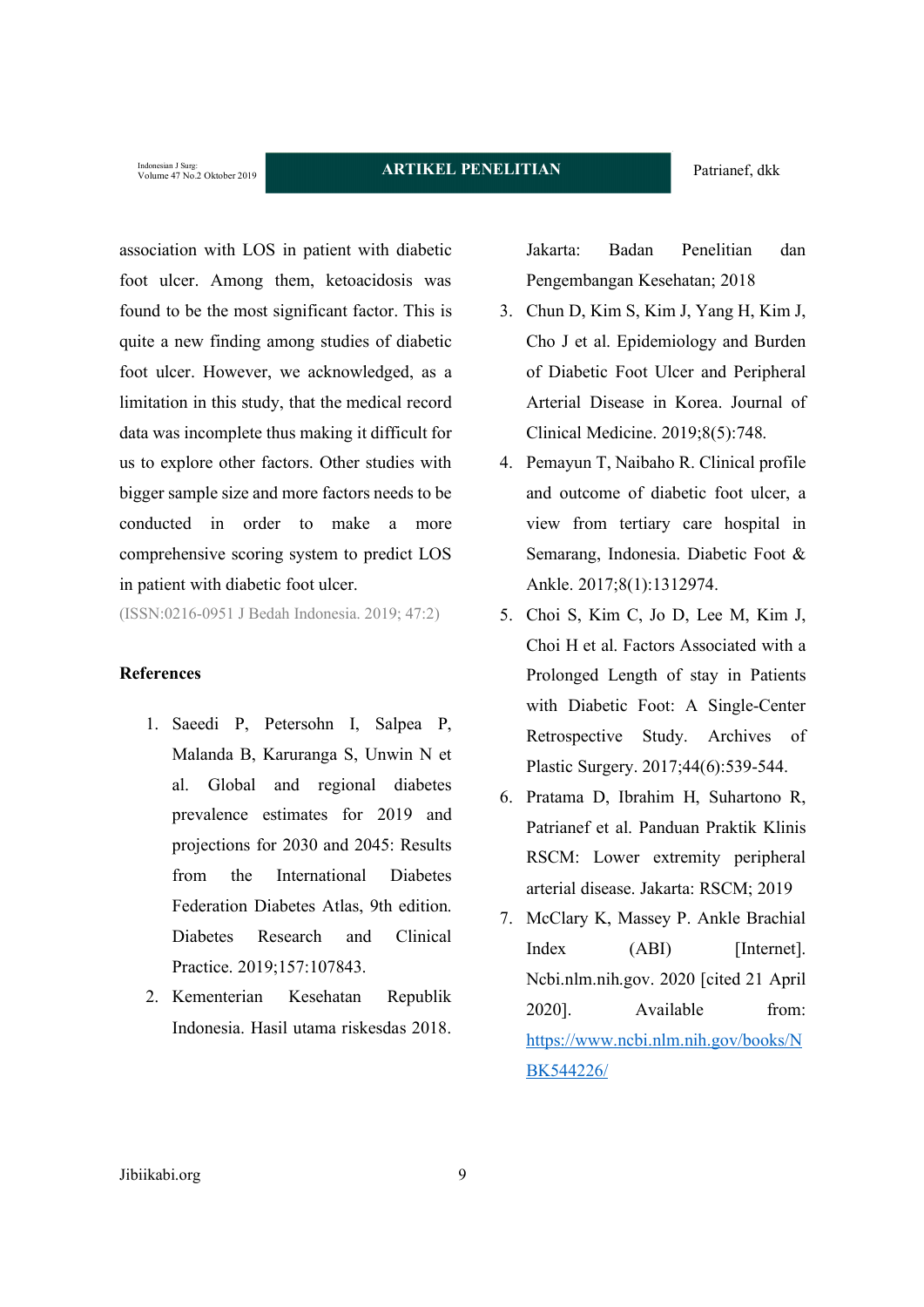association with LOS in patient with diabetic foot ulcer. Among them, ketoacidosis was found to be the most significant factor. This is quite a new finding among studies of diabetic foot ulcer. However, we acknowledged, as a limitation in this study, that the medical record data was incomplete thus making it difficult for us to explore other factors. Other studies with bigger sample size and more factors needs to be conducted in order to make a more comprehensive scoring system to predict LOS in patient with diabetic foot ulcer.

(ISSN:0216-0951 J Bedah Indonesia. 2019; 47:2)

**References**

1. Saeedi P, Petersohn I, Salpea P, Malanda B, Karuranga S, Unwin N et al. Global and regional diabetes prevalence estimates for 2019 and projections for 2030 and 2045: Results from the International Diabetes Federation Diabetes Atlas, 9th edition. Diabetes Research and Clinical Practice. 2019;157:107843.
2. Kementerian Kesehatan Republik Indonesia. Hasil utama riskesdas 2018. Jakarta: Badan Penelitian dan Pengembangan Kesehatan; 2018
3. Chun D, Kim S, Kim J, Yang H, Kim J, Cho J et al. Epidemiology and Burden of Diabetic Foot Ulcer and Peripheral Arterial Disease in Korea. Journal of Clinical Medicine. 2019;8(5):748.
4. Pemayun T, Naibaho R. Clinical profile and outcome of diabetic foot ulcer, a view from tertiary care hospital in Semarang, Indonesia. Diabetic Foot & Ankle. 2017;8(1):1312974.
5. Choi S, Kim C, Jo D, Lee M, Kim J, Choi H et al. Factors Associated with a Prolonged Length of stay in Patients with Diabetic Foot: A Single-Center Retrospective Study. Archives of Plastic Surgery. 2017;44(6):539-544.
6. Pratama D, Ibrahim H, Suhartono R, Patrianef et al. Panduan Praktik Klinis RSCM: Lower extremity peripheral arterial disease. Jakarta: RSCM; 2019
7. McClary K, Massey P. Ankle Brachial Index (ABI) [Internet]. Ncbi.nlm.nih.gov. 2020 [cited 21 April 2020]. Available from: https://www.ncbi.nlm.nih.gov/books/NBK544226/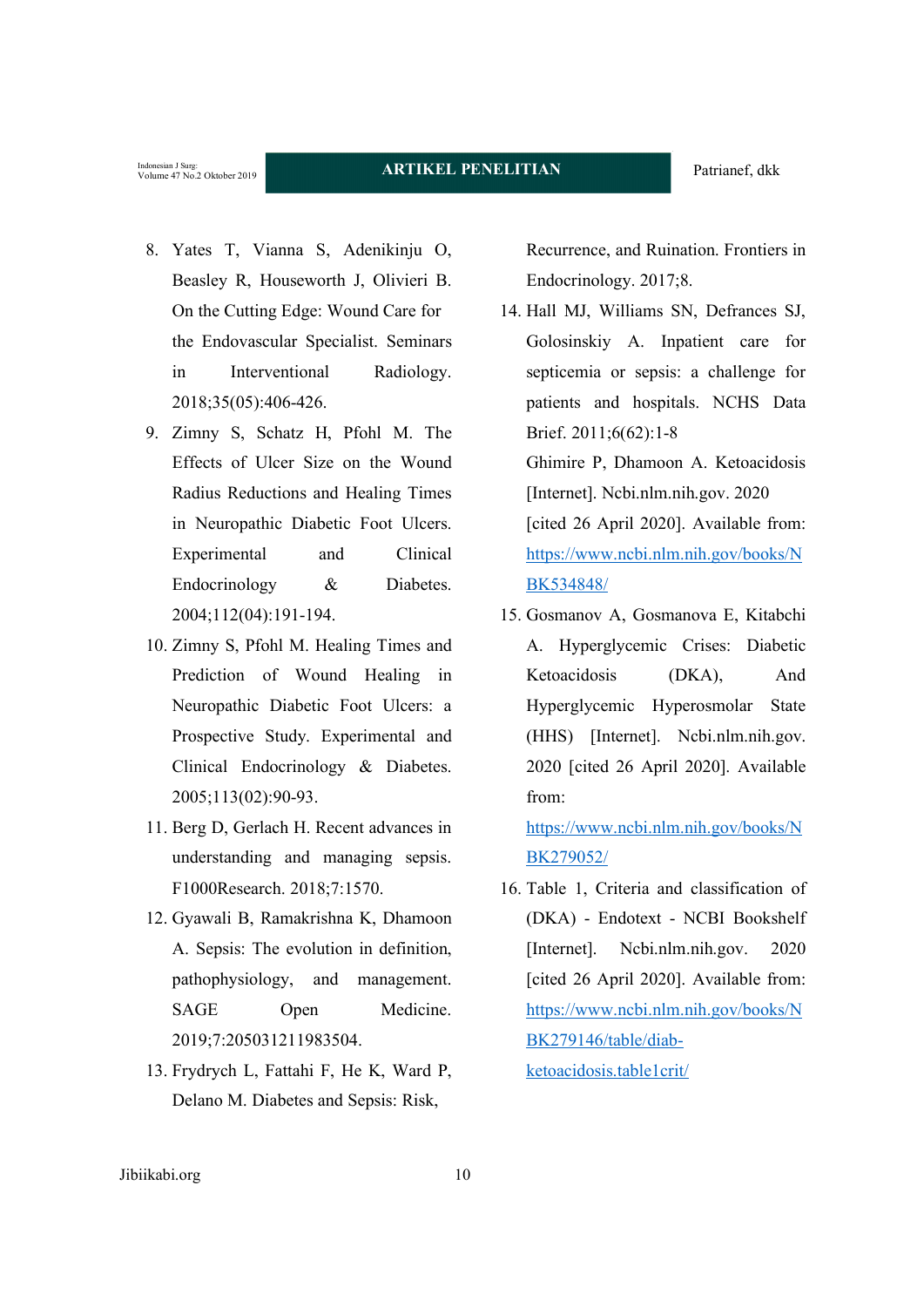8. Yates T, Vianna S, Adenikinju O, Beasley R, Houseworth J, Olivieri B. On the Cutting Edge: Wound Care for the Endovascular Specialist. Seminars in Interventional Radiology. 2018;35(05):406-426.
9. Zimny S, Schatz H, Pfohl M. The Effects of Ulcer Size on the Wound Radius Reductions and Healing Times in Neuropathic Diabetic Foot Ulcers. Experimental and Clinical Endocrinology & Diabetes. 2004;112(04):191-194.
10. Zimny S, Pfohl M. Healing Times and Prediction of Wound Healing in Neuropathic Diabetic Foot Ulcers: a Prospective Study. Experimental and Clinical Endocrinology & Diabetes. 2005;113(02):90-93.
11. Berg D, Gerlach H. Recent advances in understanding and managing sepsis. F1000Research. 2018;7:1570.
12. Gyawali B, Ramakrishna K, Dhamoon A. Sepsis: The evolution in definition, pathophysiology, and management. SAGE Open Medicine. 2019;7:205031211983504.
13. Frydrych L, Fattahi F, He K, Ward P, Delano M. Diabetes and Sepsis: Risk, Recurrence, and Ruination. Frontiers in Endocrinology. 2017;8.
14. Hall MJ, Williams SN, Defrances SJ, Golosinskiy A. Inpatient care for septicemia or sepsis: a challenge for patients and hospitals. NCHS Data Brief. 2011;6(62):1-8

    Ghimire P, Dhamoon A. Ketoacidosis [Internet]. Ncbi.nlm.nih.gov. 2020 [cited 26 April 2020]. Available from: https://www.ncbi.nlm.nih.gov/books/NBK534848/
15. Gosmanov A, Gosmanova E, Kitabchi A. Hyperglycemic Crises: Diabetic Ketoacidosis (DKA), And Hyperglycemic Hyperosmolar State (HHS) [Internet]. Ncbi.nlm.nih.gov. 2020 [cited 26 April 2020]. Available from: https://www.ncbi.nlm.nih.gov/books/NBK279052/
16. Table 1, Criteria and classification of (DKA) - Endotext - NCBI Bookshelf [Internet]. Ncbi.nlm.nih.gov. 2020 [cited 26 April 2020]. Available from: https://www.ncbi.nlm.nih.gov/books/NBK279146/table/diab-ketoacidosis.table1crit/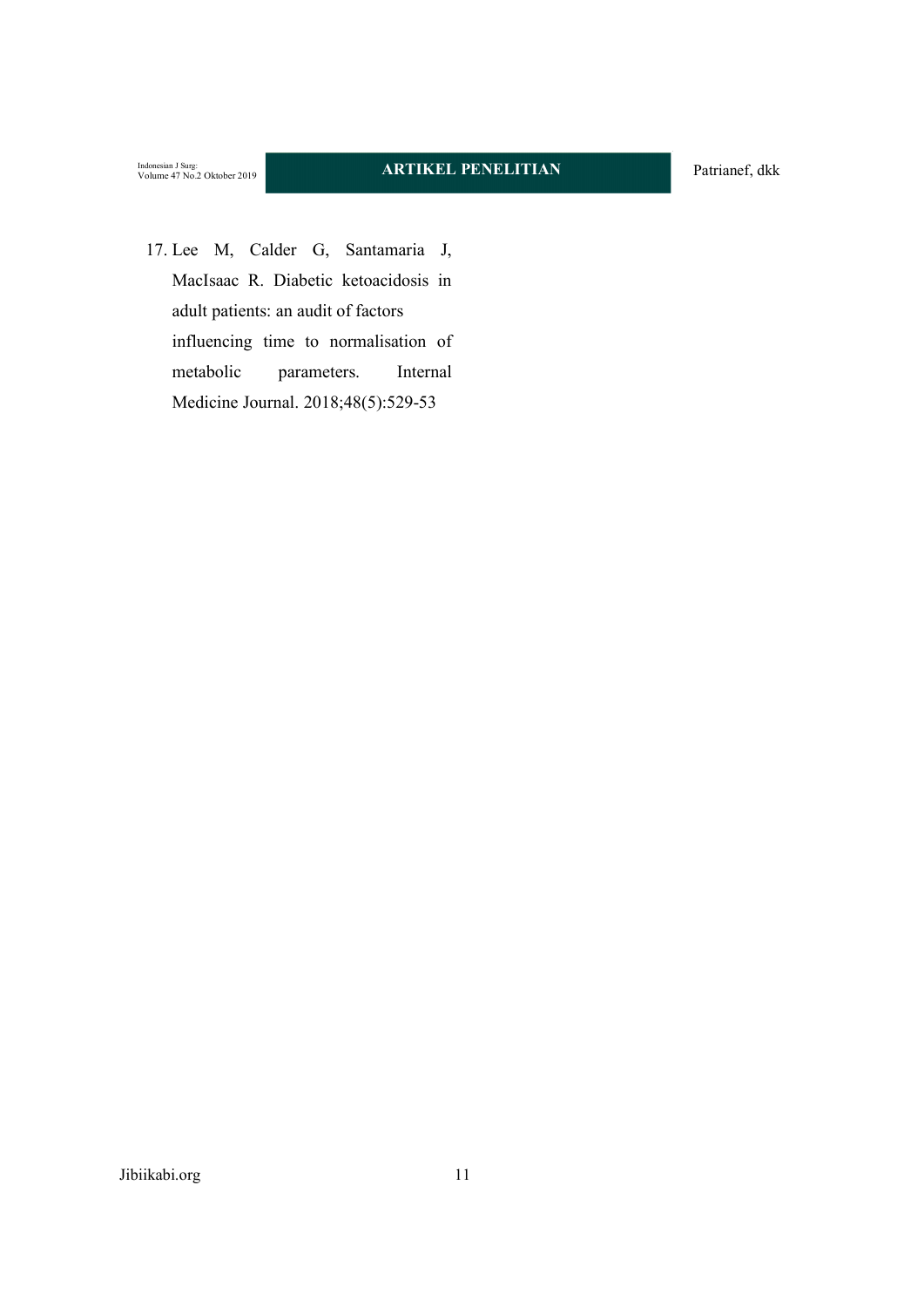17. Lee M, Calder G, Santamaria J, MacIsaac R. Diabetic ketoacidosis in adult patients: an audit of factors influencing time to normalisation of metabolic parameters. Internal Medicine Journal. 2018;48(5):529-53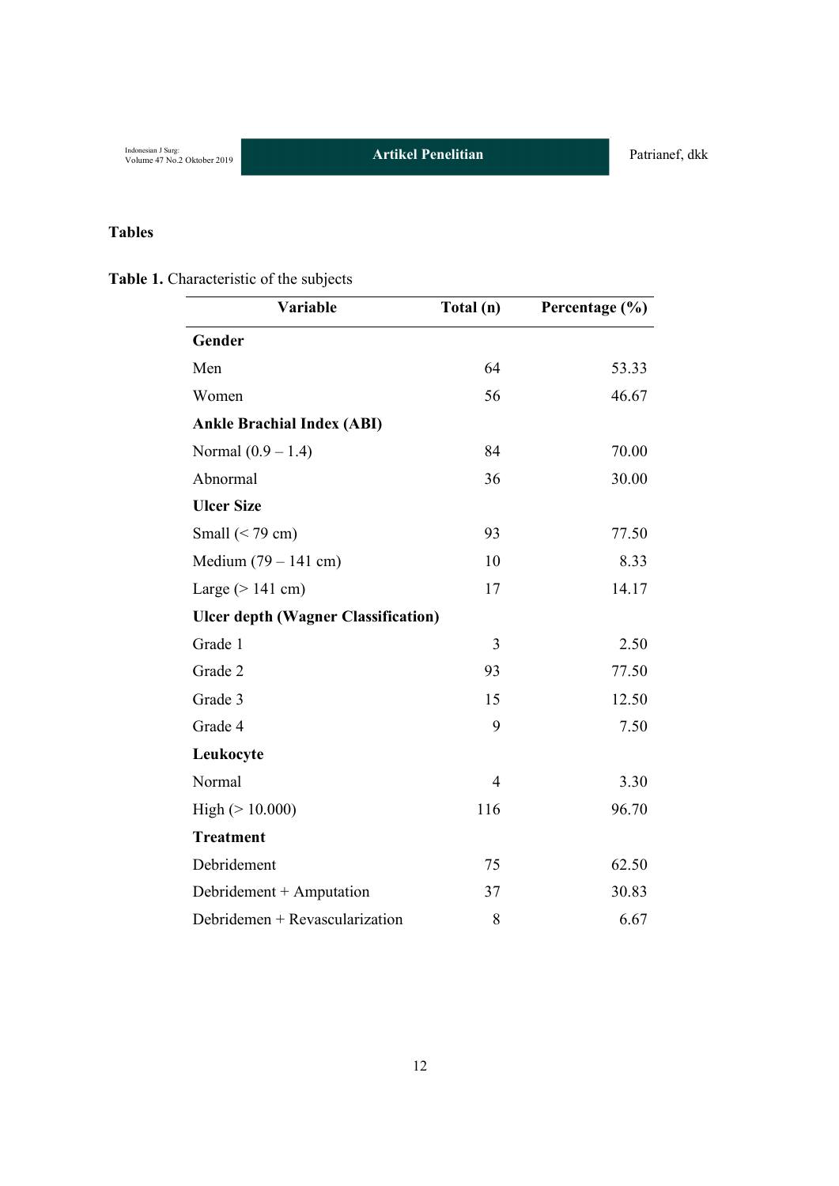## Tables

**Table 1.** Characteristic of the subjects

| Variable | Total (n) | Percentage (%) |
|---|---|---|
| **Gender** | | |
| Men | 64 | 53.33 |
| Women | 56 | 46.67 |
| **Ankle Brachial Index (ABI)** | | |
| Normal (0.9 – 1.4) | 84 | 70.00 |
| Abnormal | 36 | 30.00 |
| **Ulcer Size** | | |
| Small (< 79 cm) | 93 | 77.50 |
| Medium (79 – 141 cm) | 10 | 8.33 |
| Large (> 141 cm) | 17 | 14.17 |
| **Ulcer depth (Wagner Classification)** | | |
| Grade 1 | 3 | 2.50 |
| Grade 2 | 93 | 77.50 |
| Grade 3 | 15 | 12.50 |
| Grade 4 | 9 | 7.50 |
| **Leukocyte** | | |
| Normal | 4 | 3.30 |
| High (> 10.000) | 116 | 96.70 |
| **Treatment** | | |
| Debridement | 75 | 62.50 |
| Debridement + Amputation | 37 | 30.83 |
| Debridemen + Revascularization | 8 | 6.67 |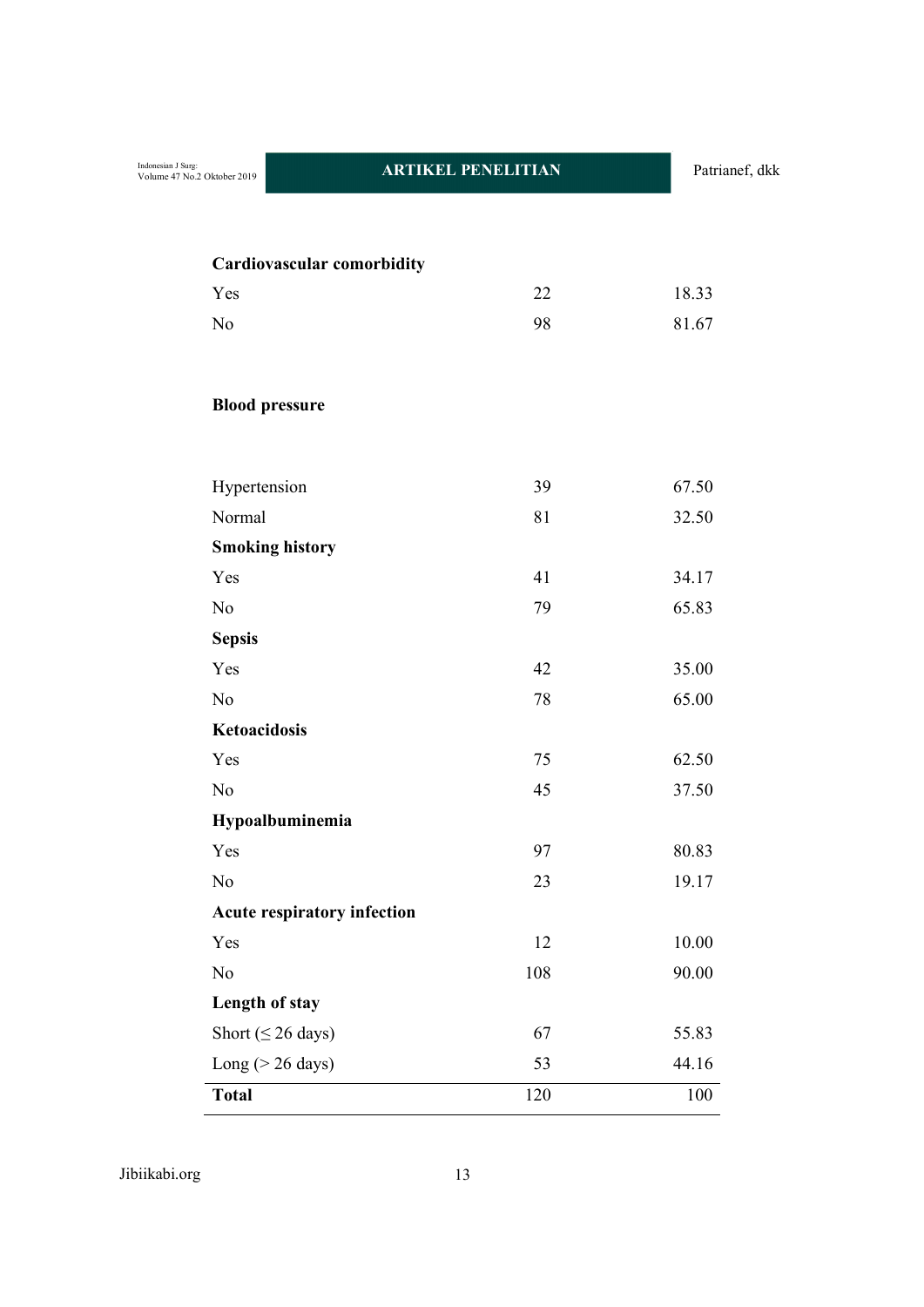| | | |
|---|---|---|
| **Cardiovascular comorbidity** | | |
| Yes | 22 | 18.33 |
| No | 98 | 81.67 |
| **Blood pressure** | | |
| Hypertension | 39 | 67.50 |
| Normal | 81 | 32.50 |
| **Smoking history** | | |
| Yes | 41 | 34.17 |
| No | 79 | 65.83 |
| **Sepsis** | | |
| Yes | 42 | 35.00 |
| No | 78 | 65.00 |
| **Ketoacidosis** | | |
| Yes | 75 | 62.50 |
| No | 45 | 37.50 |
| **Hypoalbuminemia** | | |
| Yes | 97 | 80.83 |
| No | 23 | 19.17 |
| **Acute respiratory infection** | | |
| Yes | 12 | 10.00 |
| No | 108 | 90.00 |
| **Length of stay** | | |
| Short (≤ 26 days) | 67 | 55.83 |
| Long (> 26 days) | 53 | 44.16 |
| **Total** | 120 | 100 |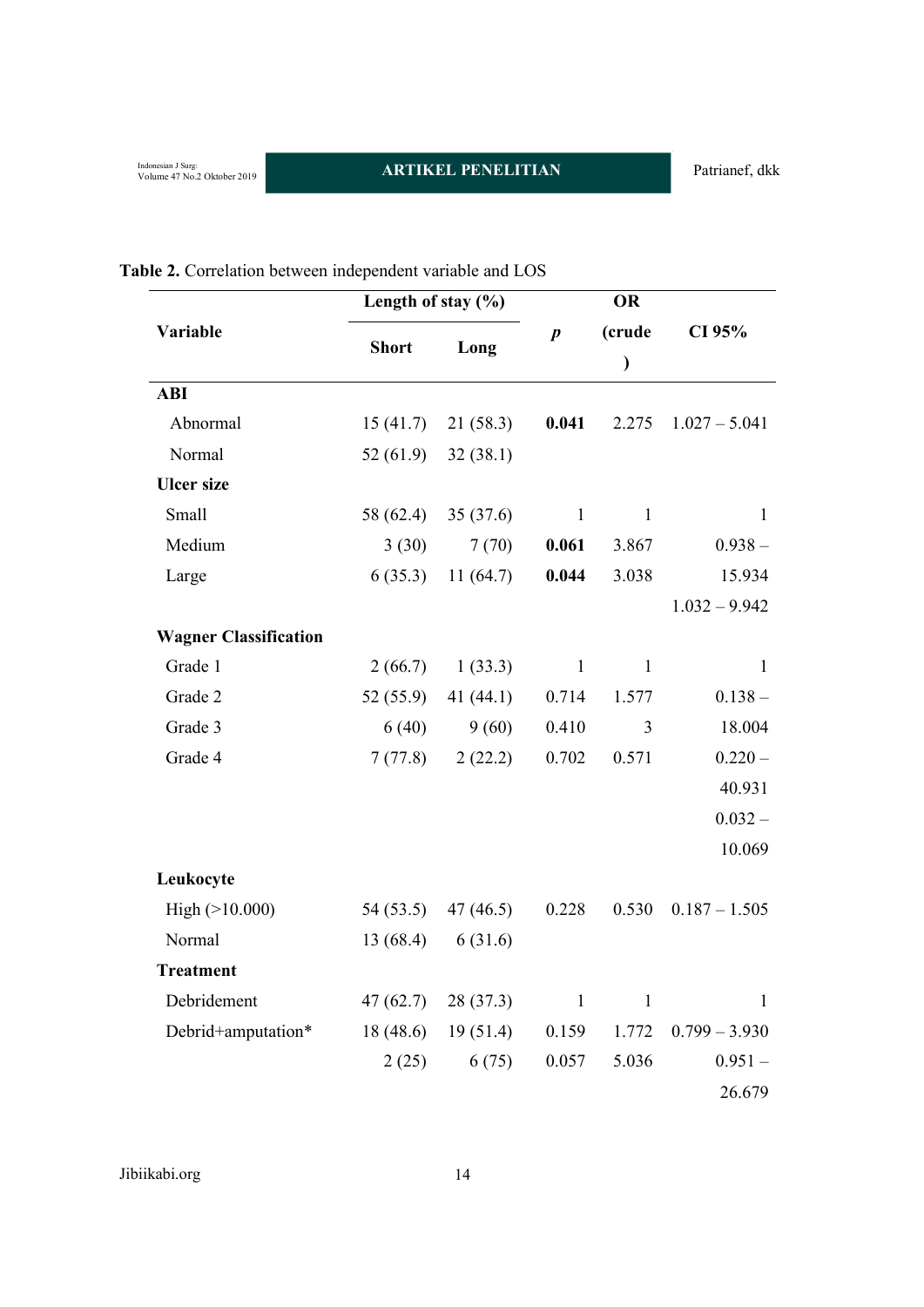**Table 2.** Correlation between independent variable and LOS

| Variable | Length of stay (%) | | *p* | OR (crude) | CI 95% |
|---|---|---|---|---|---|
| | Short | Long | | | |
| **ABI** | | | | | |
| Abnormal | 15 (41.7) | 21 (58.3) | **0.041** | 2.275 | 1.027 – 5.041 |
| Normal | 52 (61.9) | 32 (38.1) | | | |
| **Ulcer size** | | | | | |
| Small | 58 (62.4) | 35 (37.6) | 1 | 1 | 1 |
| Medium | 3 (30) | 7 (70) | **0.061** | 3.867 | 0.938 – 15.934 |
| Large | 6 (35.3) | 11 (64.7) | **0.044** | 3.038 | 1.032 – 9.942 |
| **Wagner Classification** | | | | | |
| Grade 1 | 2 (66.7) | 1 (33.3) | 1 | 1 | 1 |
| Grade 2 | 52 (55.9) | 41 (44.1) | 0.714 | 1.577 | 0.138 – 18.004 |
| Grade 3 | 6 (40) | 9 (60) | 0.410 | 3 | 0.220 – 40.931 |
| Grade 4 | 7 (77.8) | 2 (22.2) | 0.702 | 0.571 | 0.032 – 10.069 |
| **Leukocyte** | | | | | |
| High (>10.000) | 54 (53.5) | 47 (46.5) | 0.228 | 0.530 | 0.187 – 1.505 |
| Normal | 13 (68.4) | 6 (31.6) | | | |
| **Treatment** | | | | | |
| Debridement | 47 (62.7) | 28 (37.3) | 1 | 1 | 1 |
| Debrid+amputation* | 18 (48.6) | 19 (51.4) | 0.159 | 1.772 | 0.799 – 3.930 |
| | 2 (25) | 6 (75) | 0.057 | 5.036 | 0.951 – 26.679 |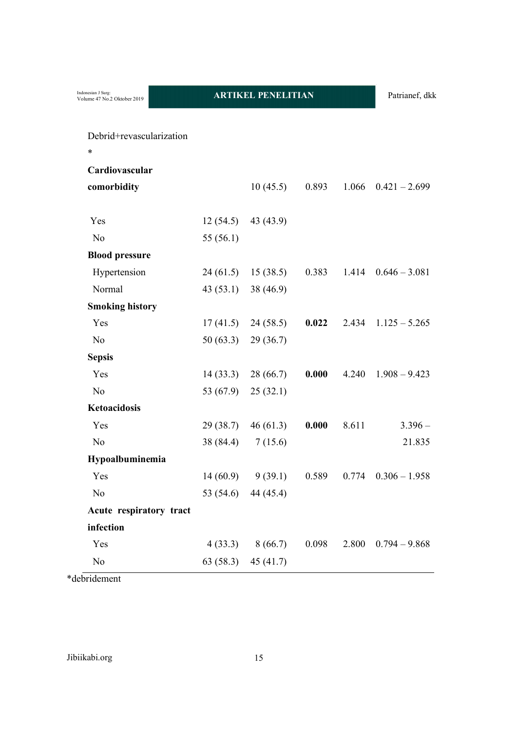| | | | | | |
|---|---|---|---|---|---|
| Debrid+revascularization* | | | | | |
| **Cardiovascular comorbidity** | | 10 (45.5) | 0.893 | 1.066 | 0.421 – 2.699 |
| Yes | 12 (54.5) | 43 (43.9) | | | |
| No | 55 (56.1) | | | | |
| **Blood pressure** | | | | | |
| Hypertension | 24 (61.5) | 15 (38.5) | 0.383 | 1.414 | 0.646 – 3.081 |
| Normal | 43 (53.1) | 38 (46.9) | | | |
| **Smoking history** | | | | | |
| Yes | 17 (41.5) | 24 (58.5) | **0.022** | 2.434 | 1.125 – 5.265 |
| No | 50 (63.3) | 29 (36.7) | | | |
| **Sepsis** | | | | | |
| Yes | 14 (33.3) | 28 (66.7) | **0.000** | 4.240 | 1.908 – 9.423 |
| No | 53 (67.9) | 25 (32.1) | | | |
| **Ketoacidosis** | | | | | |
| Yes | 29 (38.7) | 46 (61.3) | **0.000** | 8.611 | 3.396 – 21.835 |
| No | 38 (84.4) | 7 (15.6) | | | |
| **Hypoalbuminemia** | | | | | |
| Yes | 14 (60.9) | 9 (39.1) | 0.589 | 0.774 | 0.306 – 1.958 |
| No | 53 (54.6) | 44 (45.4) | | | |
| **Acute respiratory tract infection** | | | | | |
| Yes | 4 (33.3) | 8 (66.7) | 0.098 | 2.800 | 0.794 – 9.868 |
| No | 63 (58.3) | 45 (41.7) | | | |

*debridement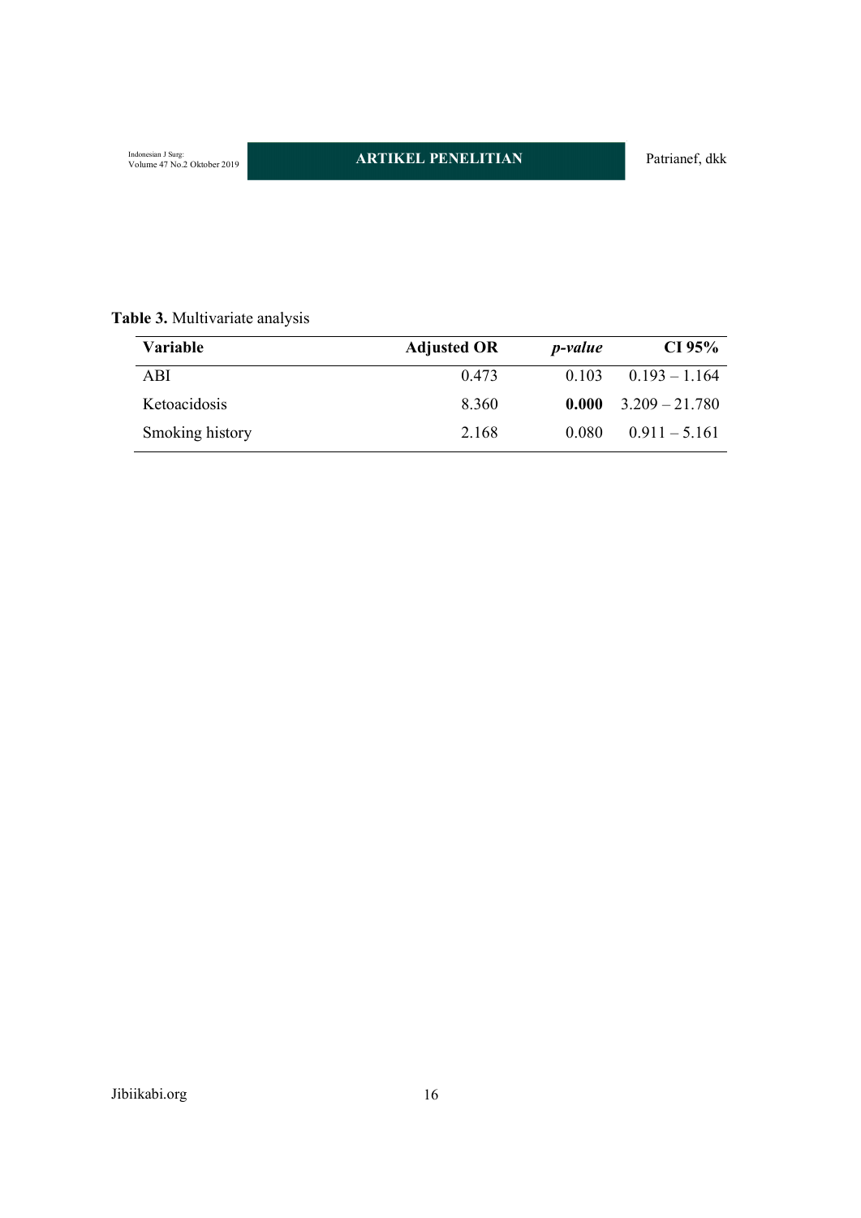**Table 3.** Multivariate analysis

| Variable | Adjusted OR | *p-value* | CI 95% |
|---|---|---|---|
| ABI | 0.473 | 0.103 | 0.193 – 1.164 |
| Ketoacidosis | 8.360 | **0.000** | 3.209 – 21.780 |
| Smoking history | 2.168 | 0.080 | 0.911 – 5.161 |